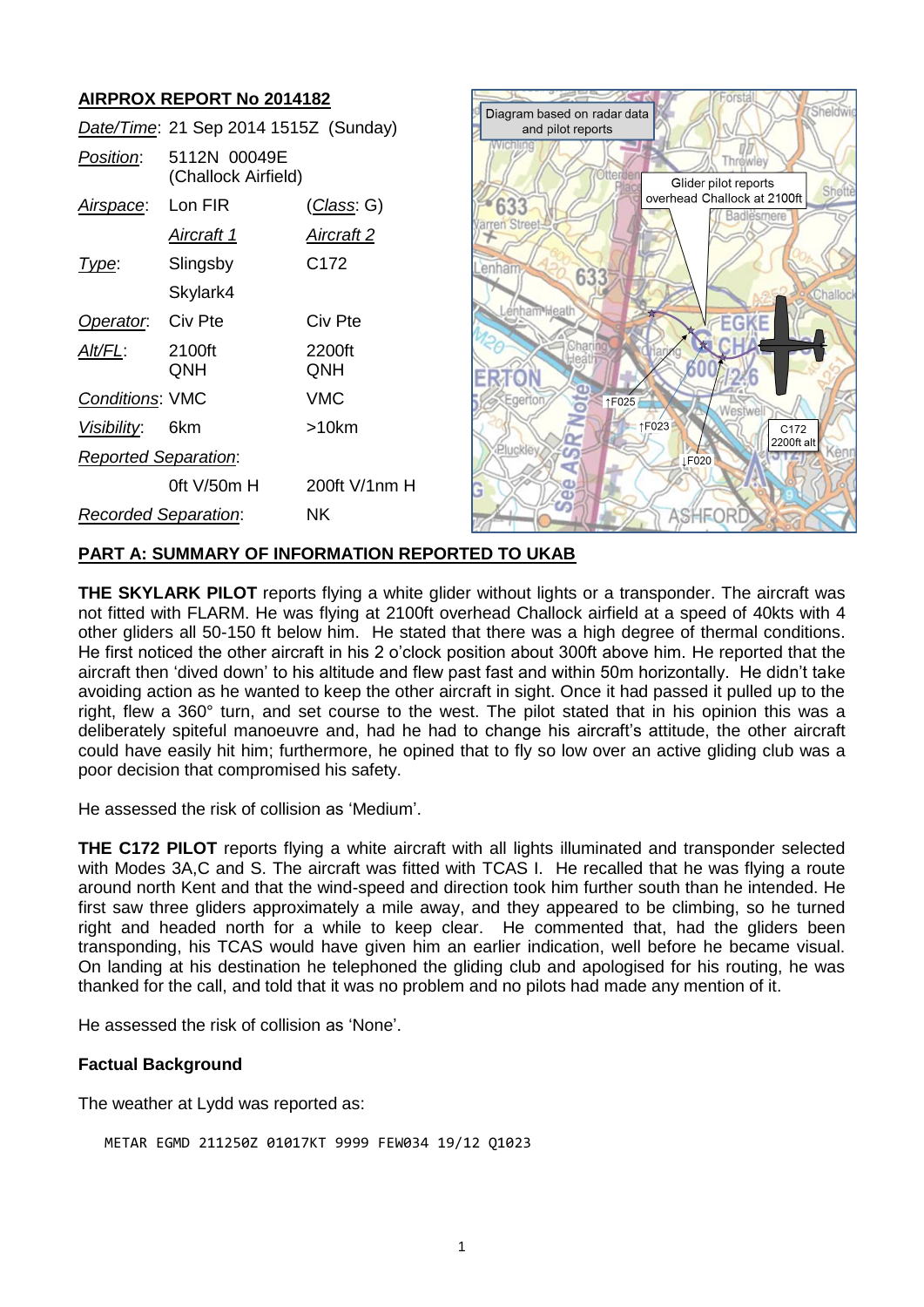## AIRPROX REPORT No 2014182

| | | |
|---|---|---|
| *Date/Time*: | 21 Sep 2014 1515Z (Sunday) | |
| *Position*: | 5112N 00049E (Challock Airfield) | |
| *Airspace*: | Lon FIR | (*Class*: G) |
| | *Aircraft 1* | *Aircraft 2* |
| *Type*: | Slingsby Skylark4 | C172 |
| *Operator*: | Civ Pte | Civ Pte |
| *Alt/FL*: | 2100ft QNH | 2200ft QNH |
| *Conditions*: | VMC | VMC |
| *Visibility*: | 6km | >10km |
| *Reported Separation*: | | |
| | 0ft V/50m H | 200ft V/1nm H |
| *Recorded Separation*: | NK | |

Diagram based on radar data and pilot reports

Glider pilot reports overhead Challock at 2100ft

↑F025

↑F023

↓F020

C172 2200ft alt

## PART A: SUMMARY OF INFORMATION REPORTED TO UKAB

**THE SKYLARK PILOT** reports flying a white glider without lights or a transponder. The aircraft was not fitted with FLARM. He was flying at 2100ft overhead Challock airfield at a speed of 40kts with 4 other gliders all 50-150 ft below him. He stated that there was a high degree of thermal conditions. He first noticed the other aircraft in his 2 o'clock position about 300ft above him. He reported that the aircraft then 'dived down' to his altitude and flew past fast and within 50m horizontally. He didn't take avoiding action as he wanted to keep the other aircraft in sight. Once it had passed it pulled up to the right, flew a 360° turn, and set course to the west. The pilot stated that in his opinion this was a deliberately spiteful manoeuvre and, had he had to change his aircraft's attitude, the other aircraft could have easily hit him; furthermore, he opined that to fly so low over an active gliding club was a poor decision that compromised his safety.

He assessed the risk of collision as 'Medium'.

**THE C172 PILOT** reports flying a white aircraft with all lights illuminated and transponder selected with Modes 3A,C and S. The aircraft was fitted with TCAS I. He recalled that he was flying a route around north Kent and that the wind-speed and direction took him further south than he intended. He first saw three gliders approximately a mile away, and they appeared to be climbing, so he turned right and headed north for a while to keep clear. He commented that, had the gliders been transponding, his TCAS would have given him an earlier indication, well before he became visual. On landing at his destination he telephoned the gliding club and apologised for his routing, he was thanked for the call, and told that it was no problem and no pilots had made any mention of it.

He assessed the risk of collision as 'None'.

### Factual Background

The weather at Lydd was reported as:

```
METAR EGMD 211250Z 01017KT 9999 FEW034 19/12 Q1023
```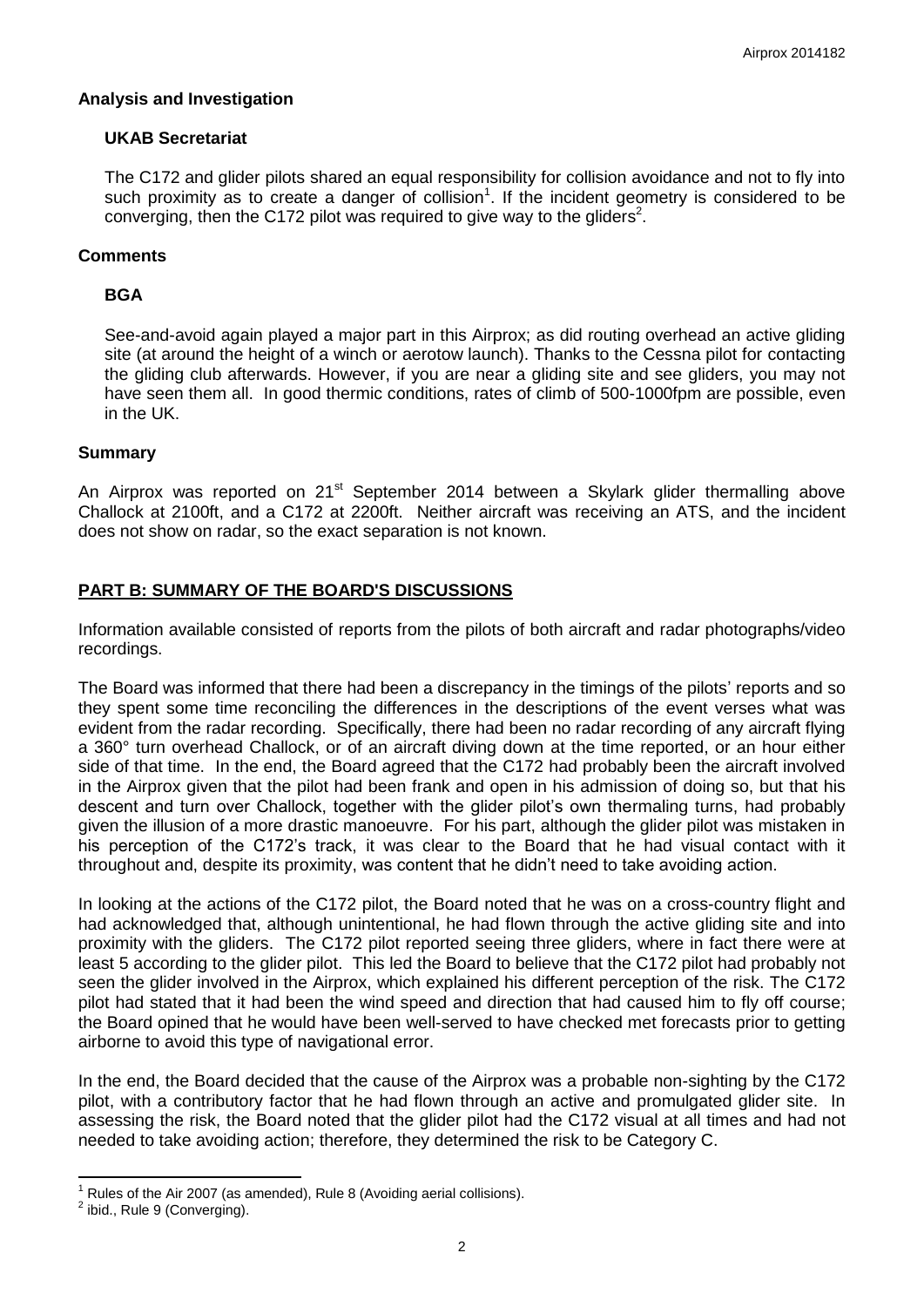## Analysis and Investigation

### UKAB Secretariat

The C172 and glider pilots shared an equal responsibility for collision avoidance and not to fly into such proximity as to create a danger of collision[1]. If the incident geometry is considered to be converging, then the C172 pilot was required to give way to the gliders[2].

## Comments

### BGA

See-and-avoid again played a major part in this Airprox; as did routing overhead an active gliding site (at around the height of a winch or aerotow launch). Thanks to the Cessna pilot for contacting the gliding club afterwards. However, if you are near a gliding site and see gliders, you may not have seen them all. In good thermic conditions, rates of climb of 500-1000fpm are possible, even in the UK.

## Summary

An Airprox was reported on 21st September 2014 between a Skylark glider thermalling above Challock at 2100ft, and a C172 at 2200ft. Neither aircraft was receiving an ATS, and the incident does not show on radar, so the exact separation is not known.

## PART B: SUMMARY OF THE BOARD'S DISCUSSIONS

Information available consisted of reports from the pilots of both aircraft and radar photographs/video recordings.

The Board was informed that there had been a discrepancy in the timings of the pilots' reports and so they spent some time reconciling the differences in the descriptions of the event verses what was evident from the radar recording. Specifically, there had been no radar recording of any aircraft flying a 360° turn overhead Challock, or of an aircraft diving down at the time reported, or an hour either side of that time. In the end, the Board agreed that the C172 had probably been the aircraft involved in the Airprox given that the pilot had been frank and open in his admission of doing so, but that his descent and turn over Challock, together with the glider pilot's own thermaling turns, had probably given the illusion of a more drastic manoeuvre. For his part, although the glider pilot was mistaken in his perception of the C172's track, it was clear to the Board that he had visual contact with it throughout and, despite its proximity, was content that he didn't need to take avoiding action.

In looking at the actions of the C172 pilot, the Board noted that he was on a cross-country flight and had acknowledged that, although unintentional, he had flown through the active gliding site and into proximity with the gliders. The C172 pilot reported seeing three gliders, where in fact there were at least 5 according to the glider pilot. This led the Board to believe that the C172 pilot had probably not seen the glider involved in the Airprox, which explained his different perception of the risk. The C172 pilot had stated that it had been the wind speed and direction that had caused him to fly off course; the Board opined that he would have been well-served to have checked met forecasts prior to getting airborne to avoid this type of navigational error.

In the end, the Board decided that the cause of the Airprox was a probable non-sighting by the C172 pilot, with a contributory factor that he had flown through an active and promulgated glider site. In assessing the risk, the Board noted that the glider pilot had the C172 visual at all times and had not needed to take avoiding action; therefore, they determined the risk to be Category C.

---

[1] Rules of the Air 2007 (as amended), Rule 8 (Avoiding aerial collisions).

[2] ibid., Rule 9 (Converging).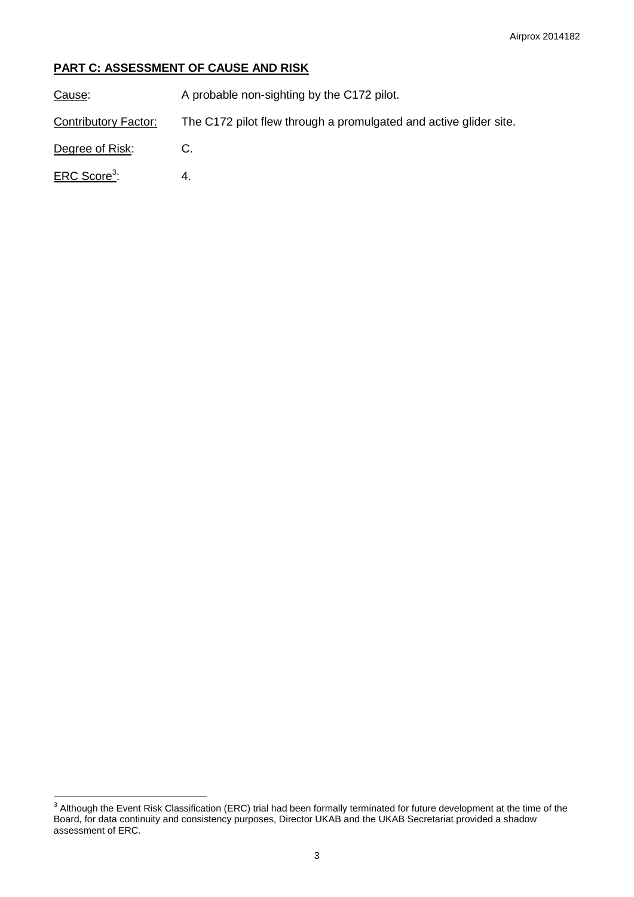**PART C: ASSESSMENT OF CAUSE AND RISK**

Cause: A probable non-sighting by the C172 pilot.

Contributory Factor: The C172 pilot flew through a promulgated and active glider site.

Degree of Risk: C.

ERC Score[3]: 4.

[3] Although the Event Risk Classification (ERC) trial had been formally terminated for future development at the time of the Board, for data continuity and consistency purposes, Director UKAB and the UKAB Secretariat provided a shadow assessment of ERC.